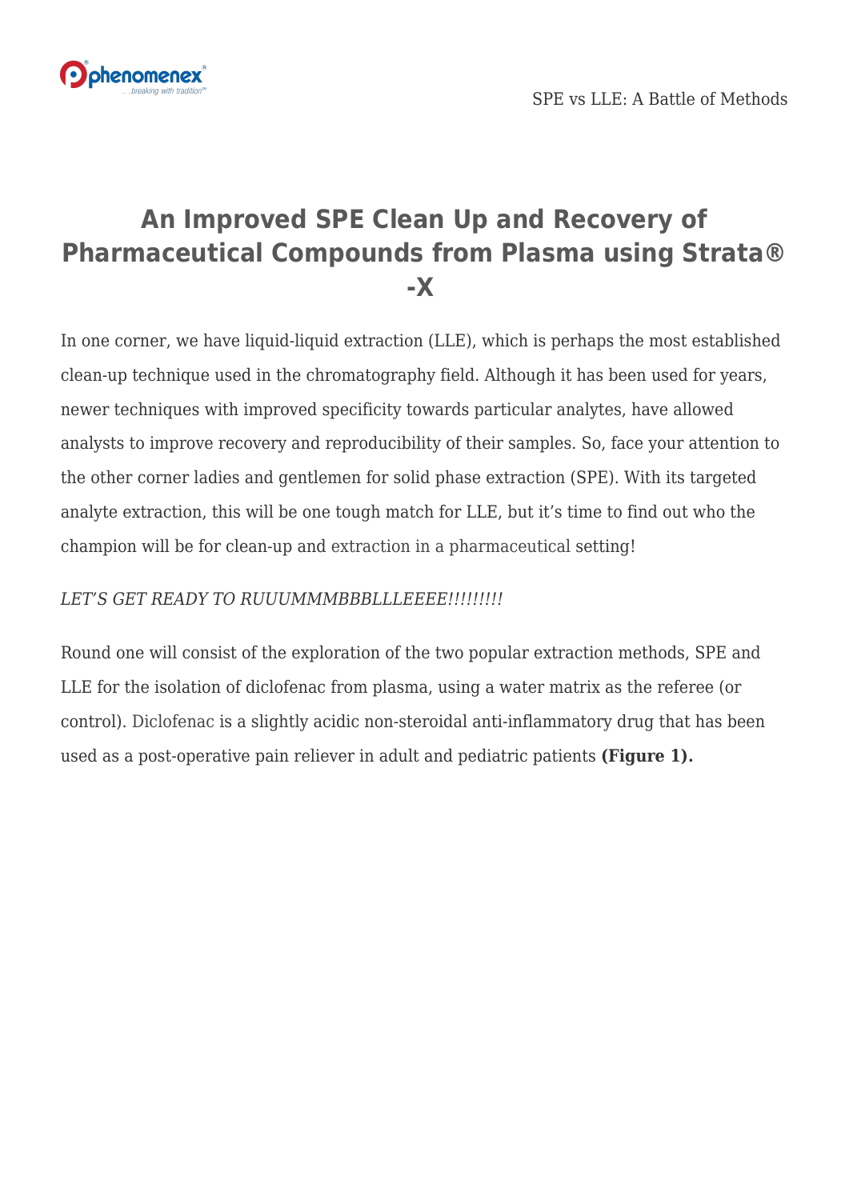# An Improved SPE Clean Up and Recovery of Pharmaceutical Compounds from Plasma using Strata® -X

In one corner, we have liquid-liquid extraction (LLE), which is perhaps the most established clean-up technique used in the chromatography field. Although it has been used for years, newer techniques with improved specificity towards particular analytes, have allowed analysts to improve recovery and reproducibility of their samples. So, face your attention to the other corner ladies and gentlemen for solid phase extraction (SPE). With its targeted analyte extraction, this will be one tough match for LLE, but it's time to find out who the champion will be for clean-up and extraction in a pharmaceutical setting!

*LET'S GET READY TO RUUUMMMBBBLLLEEEE!!!!!!!!!*

Round one will consist of the exploration of the two popular extraction methods, SPE and LLE for the isolation of diclofenac from plasma, using a water matrix as the referee (or control). Diclofenac is a slightly acidic non-steroidal anti-inflammatory drug that has been used as a post-operative pain reliever in adult and pediatric patients **(Figure 1).**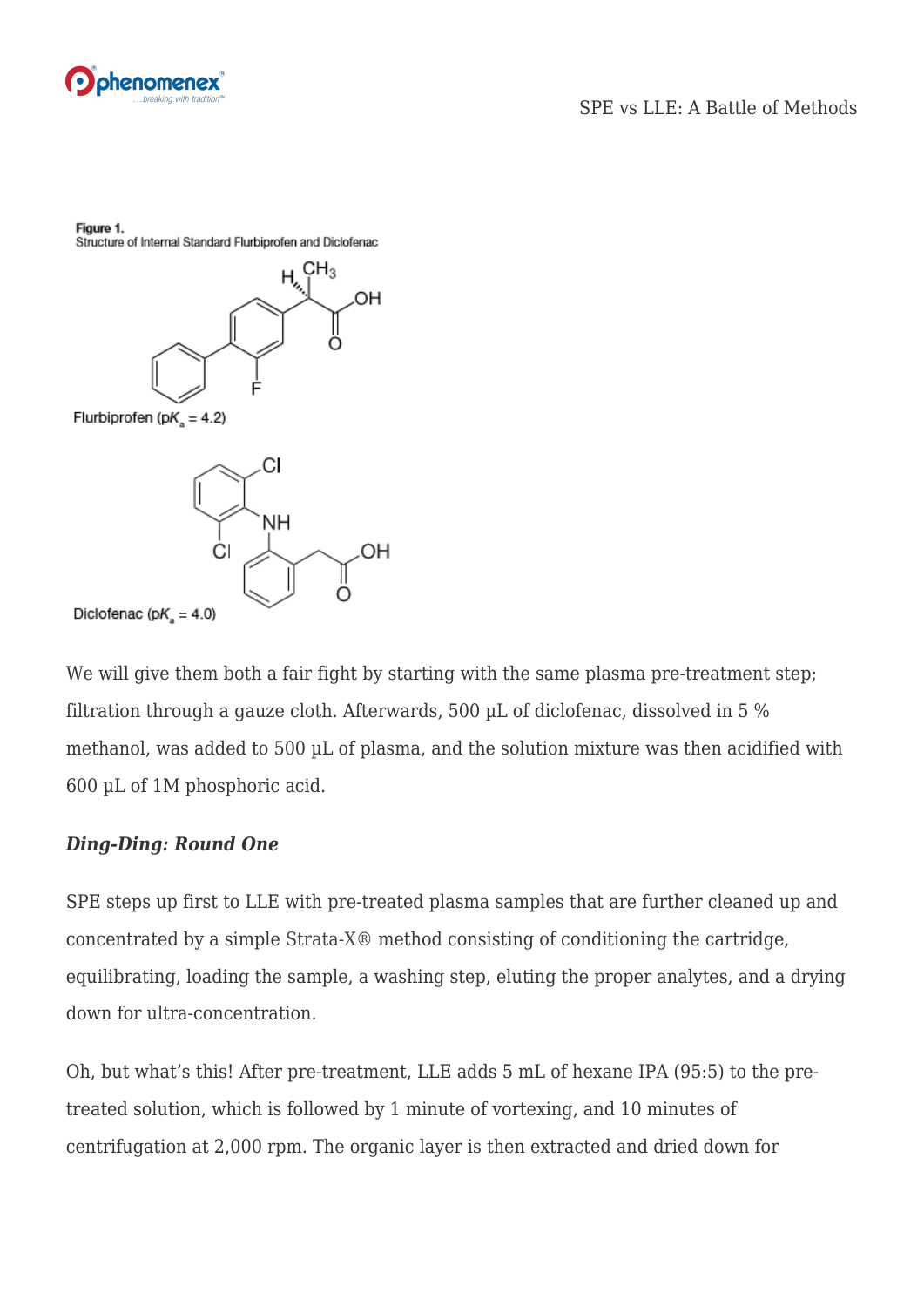**Figure 1.**
Structure of Internal Standard Flurbiprofen and Diclofenac

Flurbiprofen ($pK_a = 4.2$)

Diclofenac ($pK_a = 4.0$)

We will give them both a fair fight by starting with the same plasma pre-treatment step; filtration through a gauze cloth. Afterwards, 500 µL of diclofenac, dissolved in 5 % methanol, was added to 500 µL of plasma, and the solution mixture was then acidified with 600 µL of 1M phosphoric acid.

### *Ding-Ding: Round One*

SPE steps up first to LLE with pre-treated plasma samples that are further cleaned up and concentrated by a simple Strata-X® method consisting of conditioning the cartridge, equilibrating, loading the sample, a washing step, eluting the proper analytes, and a drying down for ultra-concentration.

Oh, but what's this! After pre-treatment, LLE adds 5 mL of hexane IPA (95:5) to the pre-treated solution, which is followed by 1 minute of vortexing, and 10 minutes of centrifugation at 2,000 rpm. The organic layer is then extracted and dried down for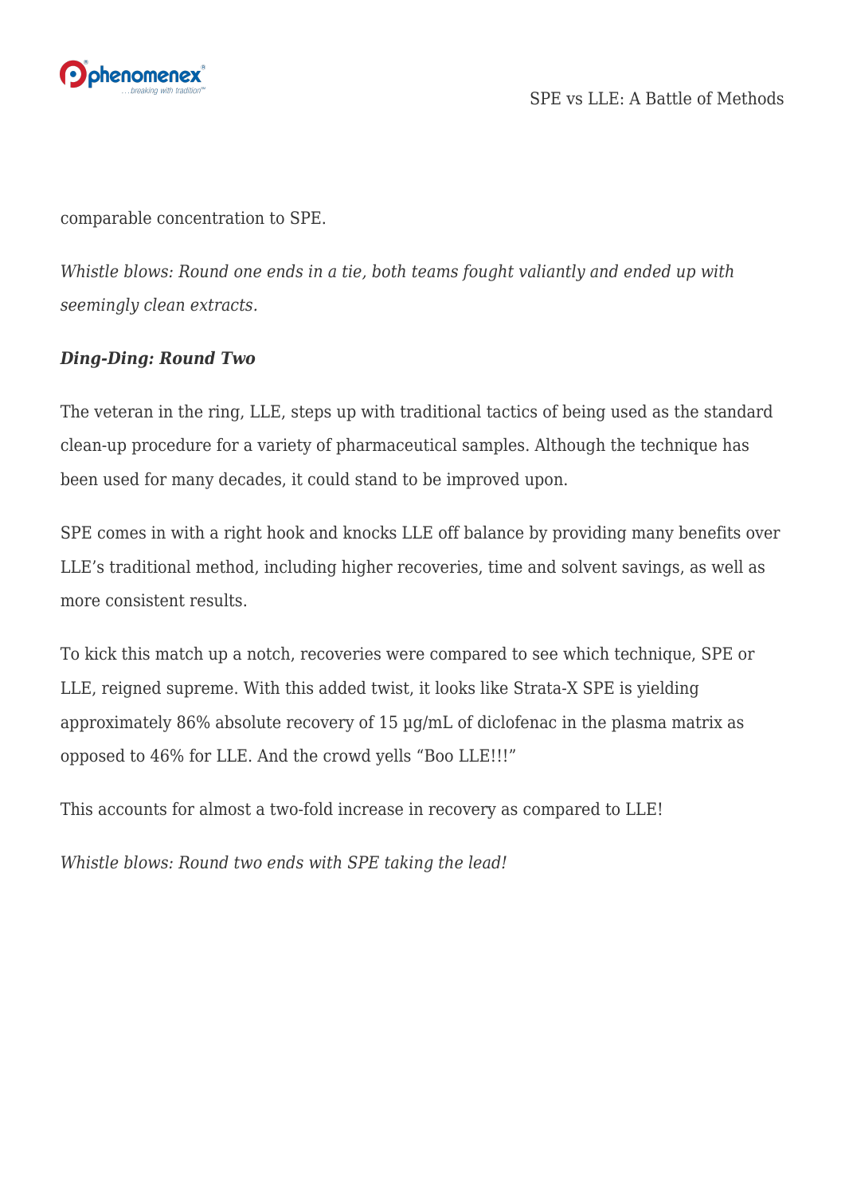comparable concentration to SPE.

*Whistle blows: Round one ends in a tie, both teams fought valiantly and ended up with seemingly clean extracts.*

***Ding-Ding: Round Two***

The veteran in the ring, LLE, steps up with traditional tactics of being used as the standard clean-up procedure for a variety of pharmaceutical samples. Although the technique has been used for many decades, it could stand to be improved upon.

SPE comes in with a right hook and knocks LLE off balance by providing many benefits over LLE's traditional method, including higher recoveries, time and solvent savings, as well as more consistent results.

To kick this match up a notch, recoveries were compared to see which technique, SPE or LLE, reigned supreme. With this added twist, it looks like Strata-X SPE is yielding approximately 86% absolute recovery of 15 µg/mL of diclofenac in the plasma matrix as opposed to 46% for LLE. And the crowd yells "Boo LLE!!!"

This accounts for almost a two-fold increase in recovery as compared to LLE!

*Whistle blows: Round two ends with SPE taking the lead!*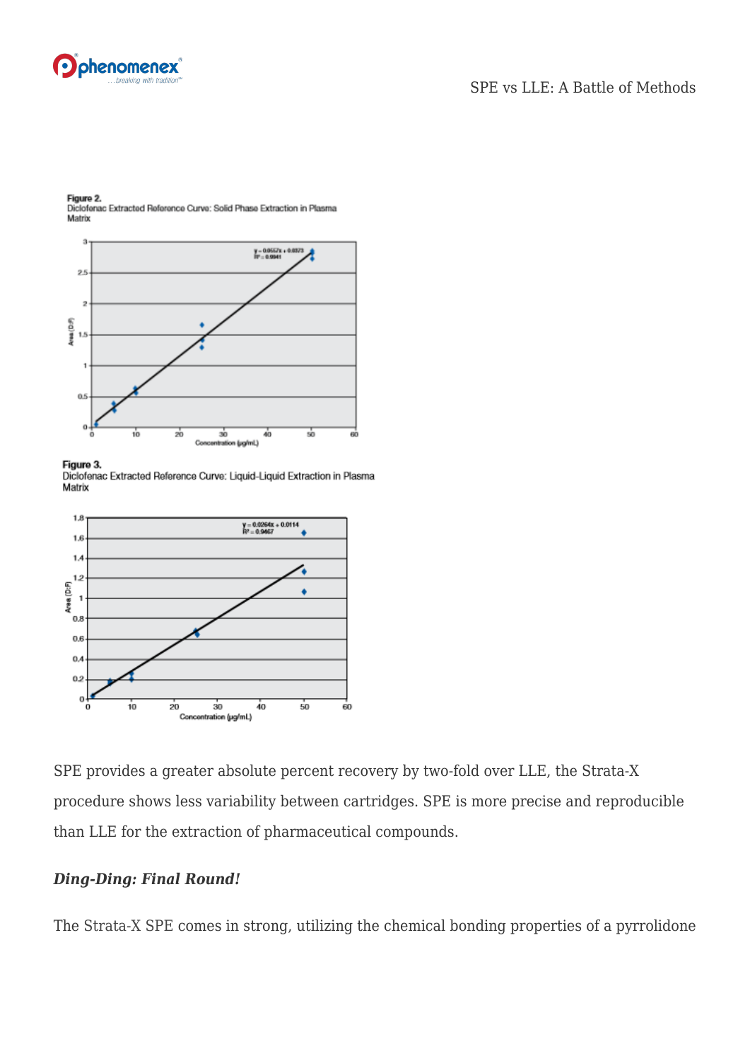**Figure 2.**
Diclofenac Extracted Reference Curve: Solid Phase Extraction in Plasma Matrix

**Figure 3.**
Diclofenac Extracted Reference Curve: Liquid-Liquid Extraction in Plasma Matrix

SPE provides a greater absolute percent recovery by two-fold over LLE, the Strata-X procedure shows less variability between cartridges. SPE is more precise and reproducible than LLE for the extraction of pharmaceutical compounds.

### *Ding-Ding: Final Round!*

The Strata-X SPE comes in strong, utilizing the chemical bonding properties of a pyrrolidone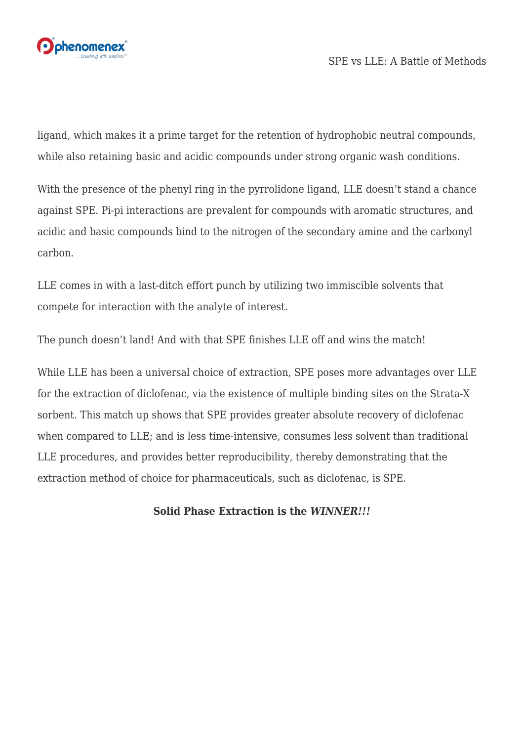ligand, which makes it a prime target for the retention of hydrophobic neutral compounds, while also retaining basic and acidic compounds under strong organic wash conditions.

With the presence of the phenyl ring in the pyrrolidone ligand, LLE doesn't stand a chance against SPE. Pi-pi interactions are prevalent for compounds with aromatic structures, and acidic and basic compounds bind to the nitrogen of the secondary amine and the carbonyl carbon.

LLE comes in with a last-ditch effort punch by utilizing two immiscible solvents that compete for interaction with the analyte of interest.

The punch doesn't land! And with that SPE finishes LLE off and wins the match!

While LLE has been a universal choice of extraction, SPE poses more advantages over LLE for the extraction of diclofenac, via the existence of multiple binding sites on the Strata-X sorbent. This match up shows that SPE provides greater absolute recovery of diclofenac when compared to LLE; and is less time-intensive, consumes less solvent than traditional LLE procedures, and provides better reproducibility, thereby demonstrating that the extraction method of choice for pharmaceuticals, such as diclofenac, is SPE.

**Solid Phase Extraction is the *WINNER!!!***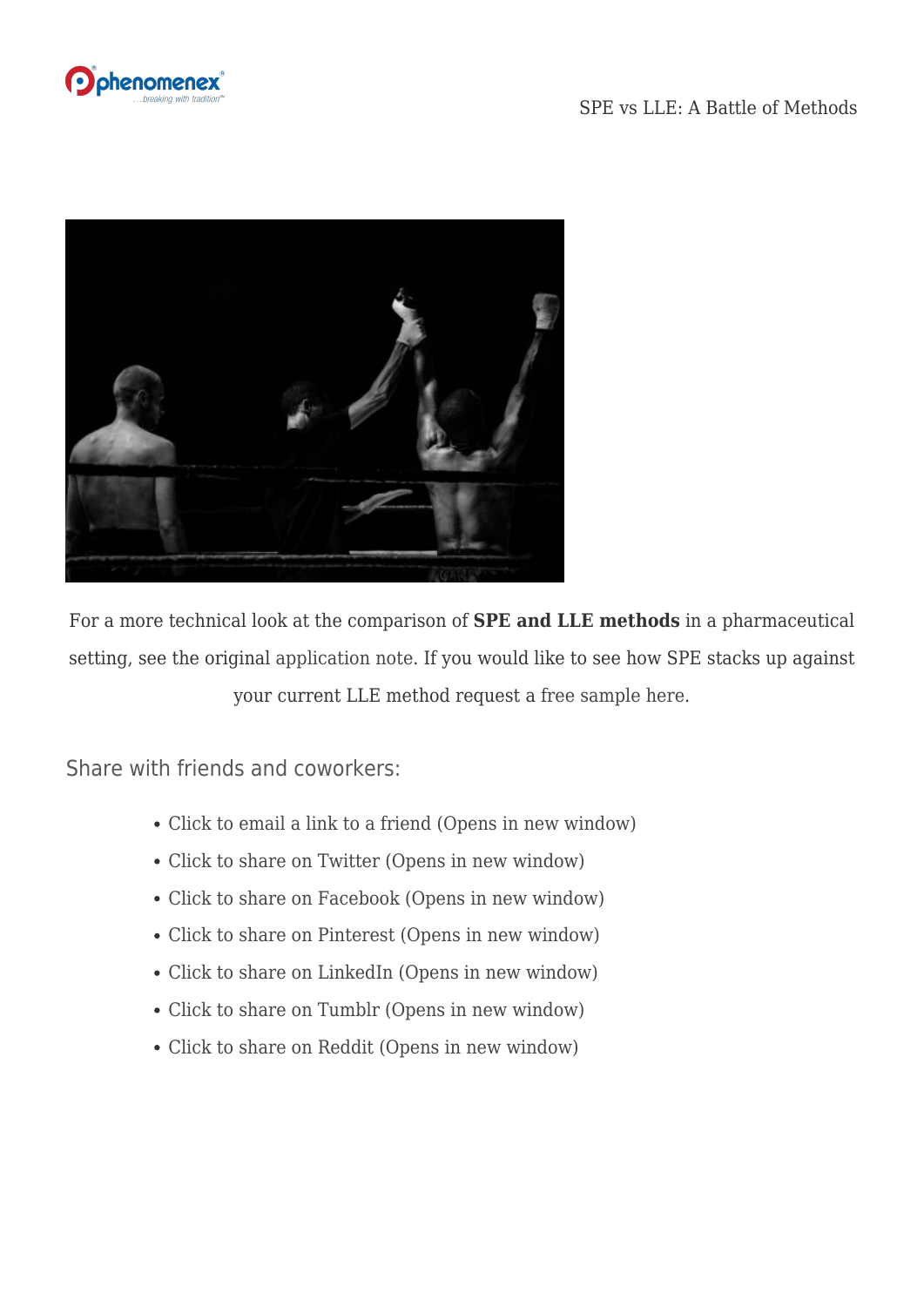For a more technical look at the comparison of **SPE and LLE methods** in a pharmaceutical setting, see the original application note. If you would like to see how SPE stacks up against your current LLE method request a free sample here.

Share with friends and coworkers:

- Click to email a link to a friend (Opens in new window)
- Click to share on Twitter (Opens in new window)
- Click to share on Facebook (Opens in new window)
- Click to share on Pinterest (Opens in new window)
- Click to share on LinkedIn (Opens in new window)
- Click to share on Tumblr (Opens in new window)
- Click to share on Reddit (Opens in new window)